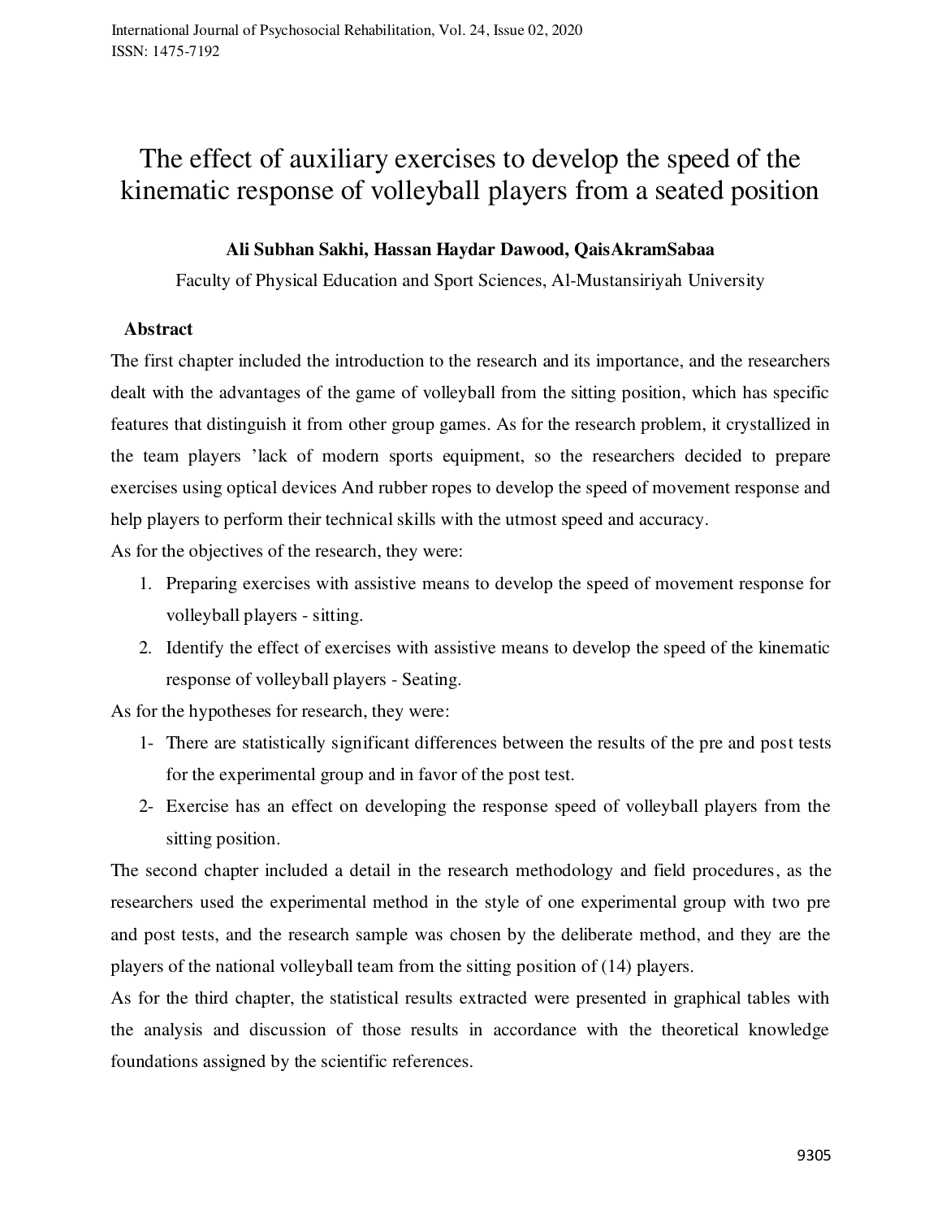# The effect of auxiliary exercises to develop the speed of the kinematic response of volleyball players from a seated position

**Ali Subhan Sakhi, Hassan Haydar Dawood, QaisAkramSabaa**

Faculty of Physical Education and Sport Sciences, Al-Mustansiriyah University

## Abstract

The first chapter included the introduction to the research and its importance, and the researchers dealt with the advantages of the game of volleyball from the sitting position, which has specific features that distinguish it from other group games. As for the research problem, it crystallized in the team players 'lack of modern sports equipment, so the researchers decided to prepare exercises using optical devices And rubber ropes to develop the speed of movement response and help players to perform their technical skills with the utmost speed and accuracy.

As for the objectives of the research, they were:

1. Preparing exercises with assistive means to develop the speed of movement response for volleyball players - sitting.
2. Identify the effect of exercises with assistive means to develop the speed of the kinematic response of volleyball players - Seating.

As for the hypotheses for research, they were:

1- There are statistically significant differences between the results of the pre and post tests for the experimental group and in favor of the post test.

2- Exercise has an effect on developing the response speed of volleyball players from the sitting position.

The second chapter included a detail in the research methodology and field procedures, as the researchers used the experimental method in the style of one experimental group with two pre and post tests, and the research sample was chosen by the deliberate method, and they are the players of the national volleyball team from the sitting position of (14) players.

As for the third chapter, the statistical results extracted were presented in graphical tables with the analysis and discussion of those results in accordance with the theoretical knowledge foundations assigned by the scientific references.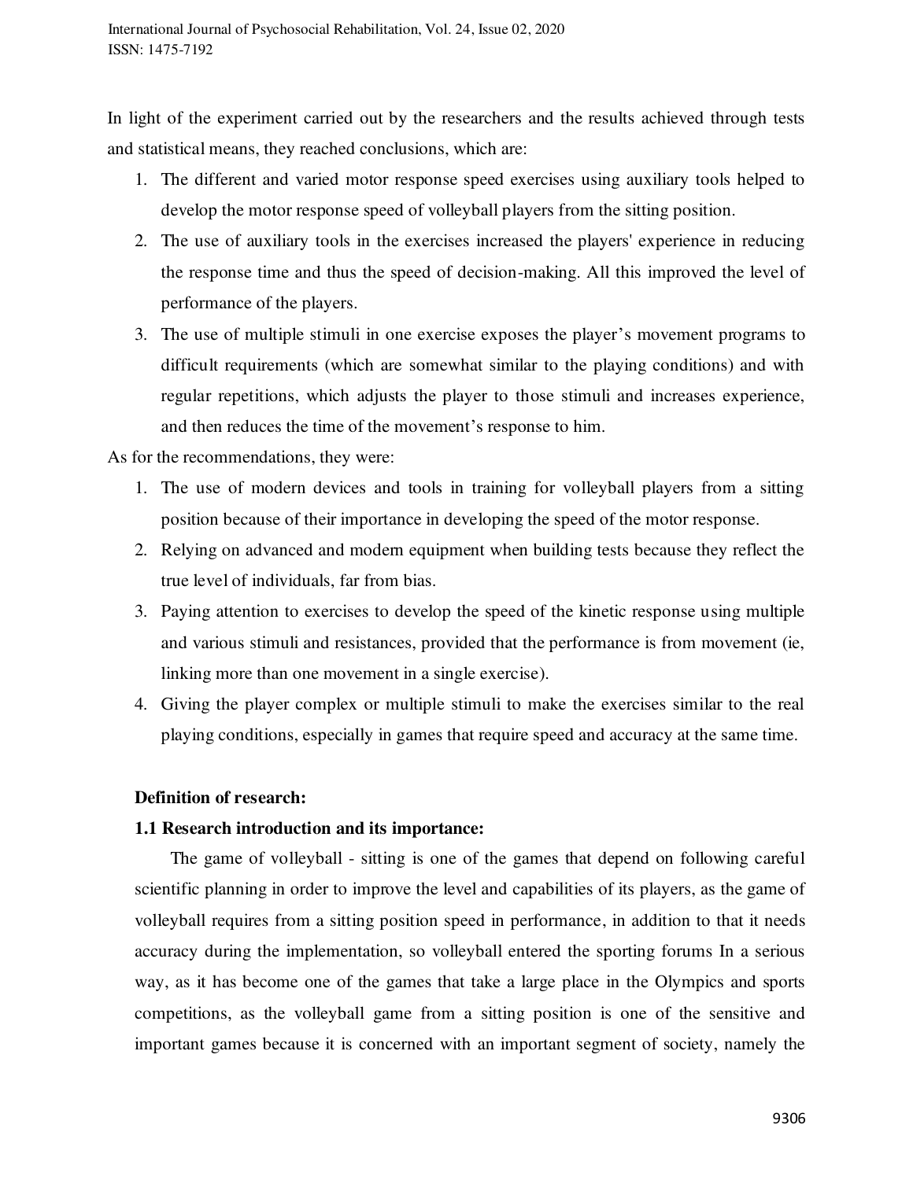In light of the experiment carried out by the researchers and the results achieved through tests and statistical means, they reached conclusions, which are:

1. The different and varied motor response speed exercises using auxiliary tools helped to develop the motor response speed of volleyball players from the sitting position.
2. The use of auxiliary tools in the exercises increased the players' experience in reducing the response time and thus the speed of decision-making. All this improved the level of performance of the players.
3. The use of multiple stimuli in one exercise exposes the player's movement programs to difficult requirements (which are somewhat similar to the playing conditions) and with regular repetitions, which adjusts the player to those stimuli and increases experience, and then reduces the time of the movement's response to him.

As for the recommendations, they were:

1. The use of modern devices and tools in training for volleyball players from a sitting position because of their importance in developing the speed of the motor response.
2. Relying on advanced and modern equipment when building tests because they reflect the true level of individuals, far from bias.
3. Paying attention to exercises to develop the speed of the kinetic response using multiple and various stimuli and resistances, provided that the performance is from movement (ie, linking more than one movement in a single exercise).
4. Giving the player complex or multiple stimuli to make the exercises similar to the real playing conditions, especially in games that require speed and accuracy at the same time.

**Definition of research:**

**1.1 Research introduction and its importance:**

The game of volleyball - sitting is one of the games that depend on following careful scientific planning in order to improve the level and capabilities of its players, as the game of volleyball requires from a sitting position speed in performance, in addition to that it needs accuracy during the implementation, so volleyball entered the sporting forums In a serious way, as it has become one of the games that take a large place in the Olympics and sports competitions, as the volleyball game from a sitting position is one of the sensitive and important games because it is concerned with an important segment of society, namely the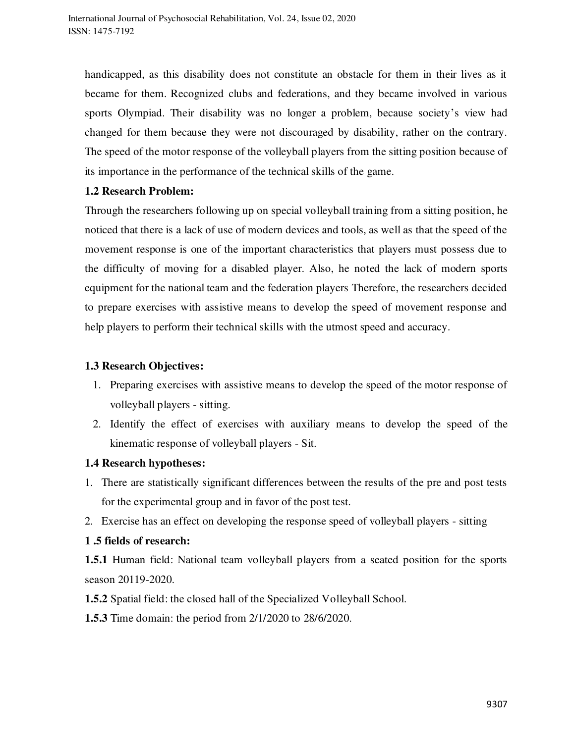handicapped, as this disability does not constitute an obstacle for them in their lives as it became for them. Recognized clubs and federations, and they became involved in various sports Olympiad. Their disability was no longer a problem, because society's view had changed for them because they were not discouraged by disability, rather on the contrary. The speed of the motor response of the volleyball players from the sitting position because of its importance in the performance of the technical skills of the game.

**1.2 Research Problem:**

Through the researchers following up on special volleyball training from a sitting position, he noticed that there is a lack of use of modern devices and tools, as well as that the speed of the movement response is one of the important characteristics that players must possess due to the difficulty of moving for a disabled player. Also, he noted the lack of modern sports equipment for the national team and the federation players Therefore, the researchers decided to prepare exercises with assistive means to develop the speed of movement response and help players to perform their technical skills with the utmost speed and accuracy.

**1.3 Research Objectives:**

1. Preparing exercises with assistive means to develop the speed of the motor response of volleyball players - sitting.
2. Identify the effect of exercises with auxiliary means to develop the speed of the kinematic response of volleyball players - Sit.

**1.4 Research hypotheses:**

1. There are statistically significant differences between the results of the pre and post tests for the experimental group and in favor of the post test.
2. Exercise has an effect on developing the response speed of volleyball players - sitting

**1 .5 fields of research:**

**1.5.1** Human field: National team volleyball players from a seated position for the sports season 20119-2020.

**1.5.2** Spatial field: the closed hall of the Specialized Volleyball School.

**1.5.3** Time domain: the period from 2/1/2020 to 28/6/2020.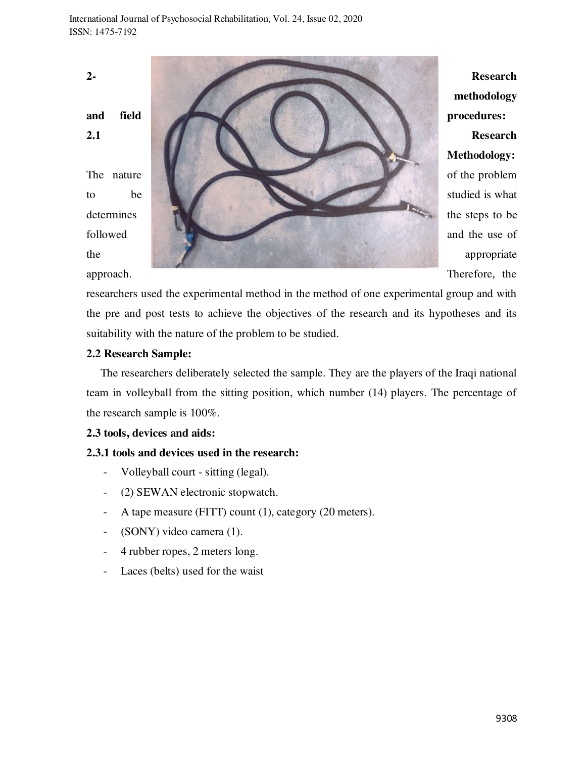## 2- Research methodology and field procedures:

### 2.1 Research Methodology:

The nature of the problem to be studied is what determines the steps to be followed and the use of the appropriate approach. Therefore, the researchers used the experimental method in the method of one experimental group and with the pre and post tests to achieve the objectives of the research and its hypotheses and its suitability with the nature of the problem to be studied.

### 2.2 Research Sample:

The researchers deliberately selected the sample. They are the players of the Iraqi national team in volleyball from the sitting position, which number (14) players. The percentage of the research sample is 100%.

### 2.3 tools, devices and aids:

#### 2.3.1 tools and devices used in the research:

- Volleyball court - sitting (legal).
- (2) SEWAN electronic stopwatch.
- A tape measure (FITT) count (1), category (20 meters).
- (SONY) video camera (1).
- 4 rubber ropes, 2 meters long.
- Laces (belts) used for the waist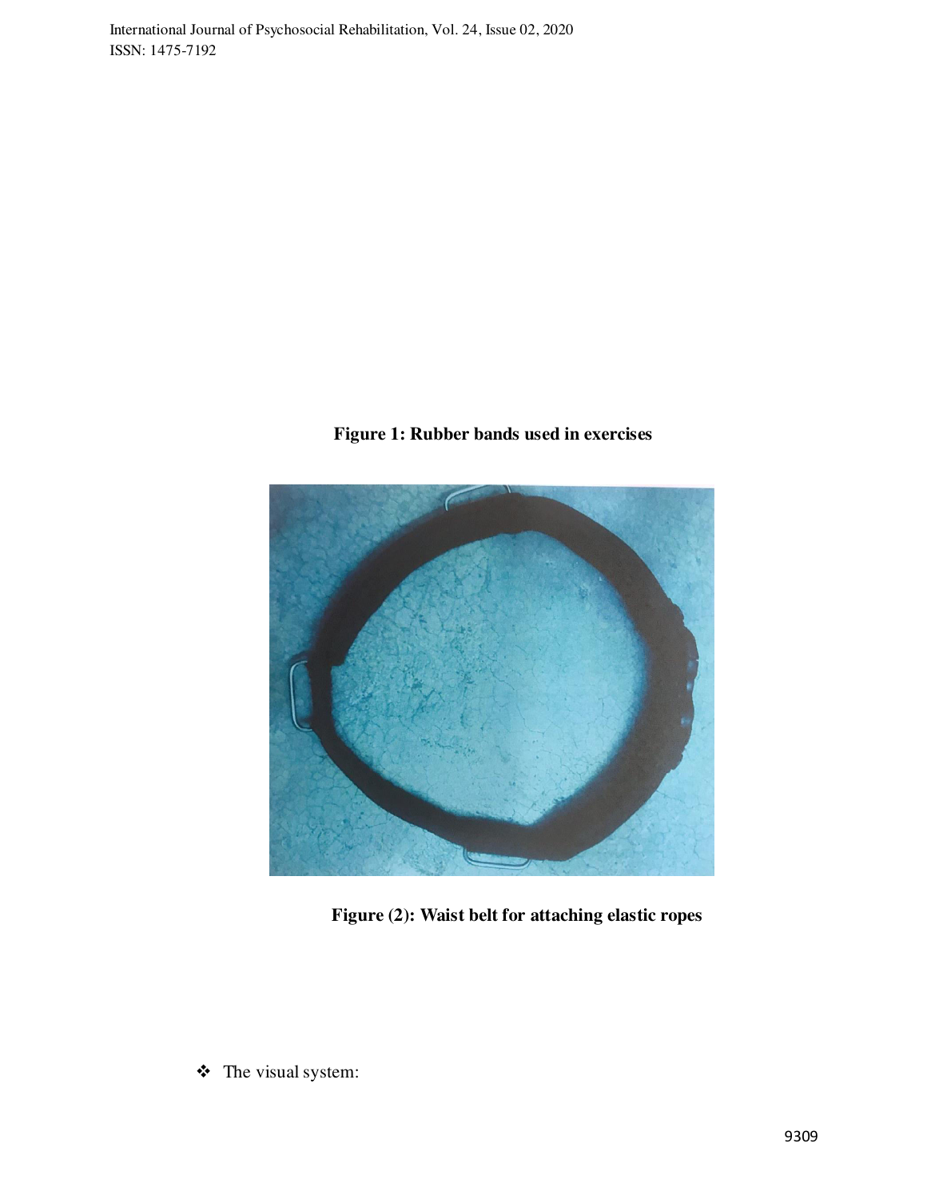**Figure 1: Rubber bands used in exercises**

**Figure (2): Waist belt for attaching elastic ropes**

- The visual system: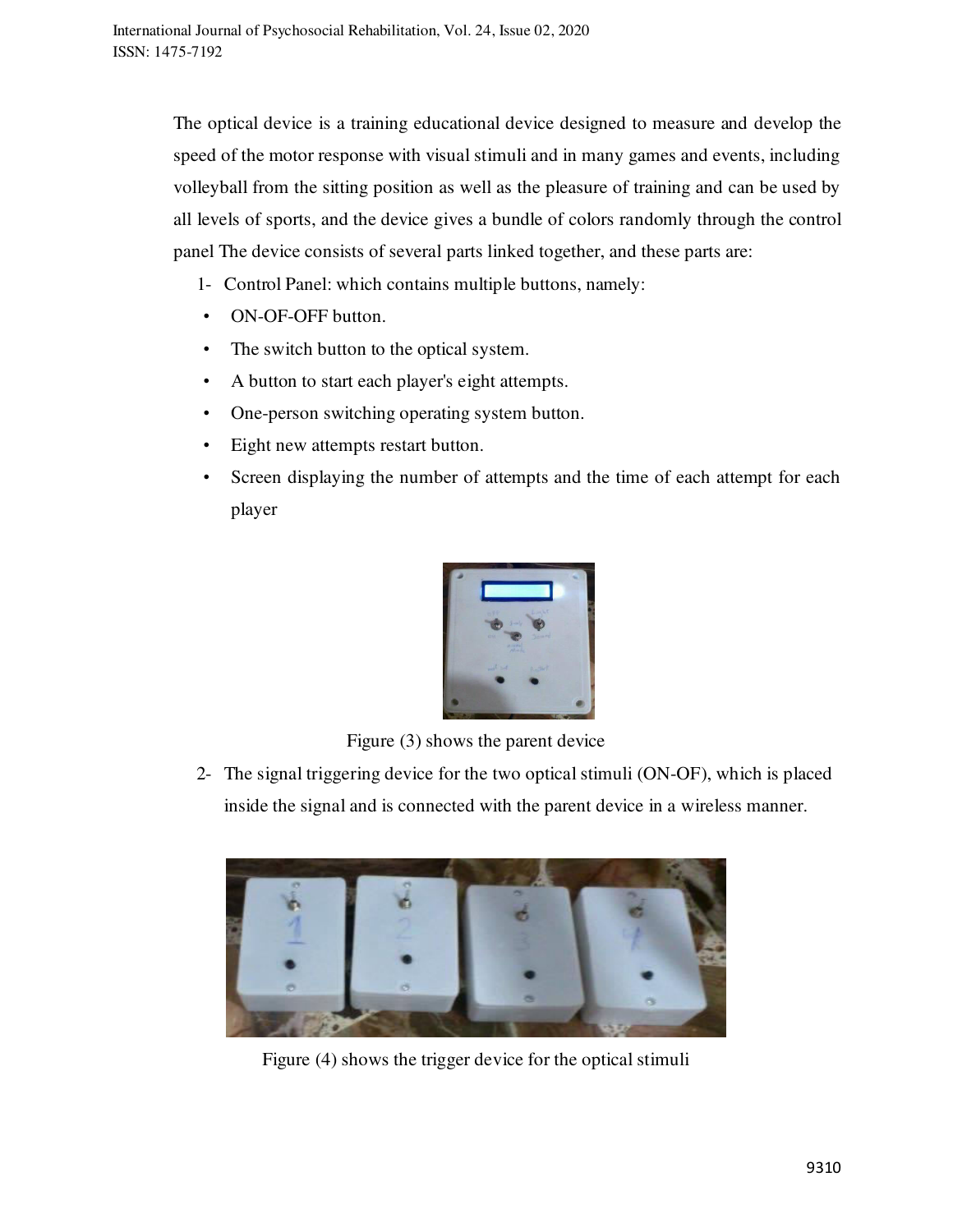The optical device is a training educational device designed to measure and develop the speed of the motor response with visual stimuli and in many games and events, including volleyball from the sitting position as well as the pleasure of training and can be used by all levels of sports, and the device gives a bundle of colors randomly through the control panel The device consists of several parts linked together, and these parts are:

1- Control Panel: which contains multiple buttons, namely:

- ON-OF-OFF button.
- The switch button to the optical system.
- A button to start each player's eight attempts.
- One-person switching operating system button.
- Eight new attempts restart button.
- Screen displaying the number of attempts and the time of each attempt for each player

Figure (3) shows the parent device

2- The signal triggering device for the two optical stimuli (ON-OF), which is placed inside the signal and is connected with the parent device in a wireless manner.

Figure (4) shows the trigger device for the optical stimuli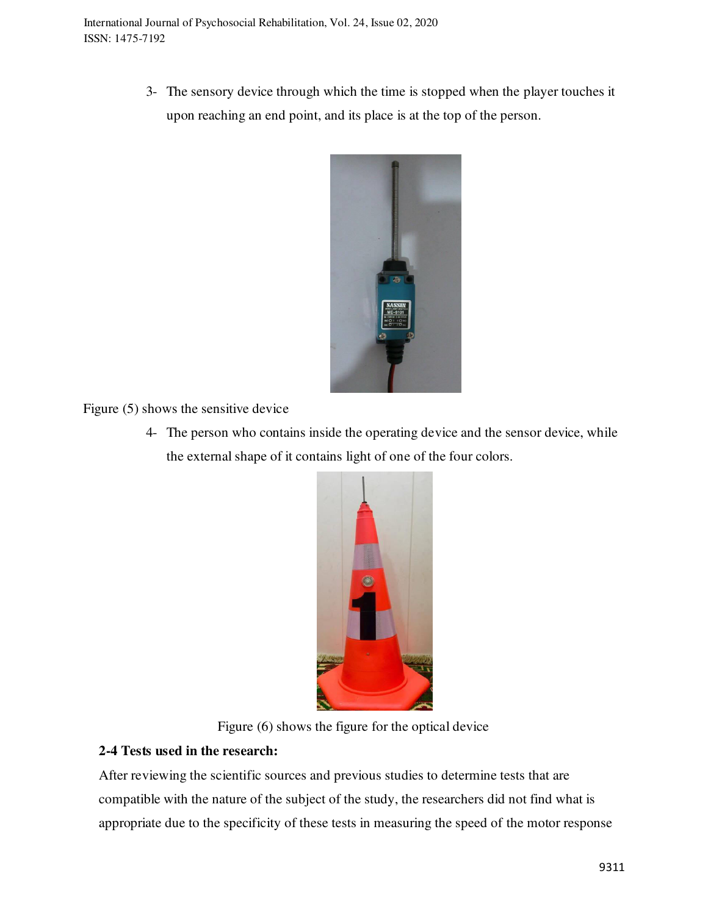3- The sensory device through which the time is stopped when the player touches it upon reaching an end point, and its place is at the top of the person.

Figure (5) shows the sensitive device

4- The person who contains inside the operating device and the sensor device, while the external shape of it contains light of one of the four colors.

Figure (6) shows the figure for the optical device

**2-4 Tests used in the research:**

After reviewing the scientific sources and previous studies to determine tests that are compatible with the nature of the subject of the study, the researchers did not find what is appropriate due to the specificity of these tests in measuring the speed of the motor response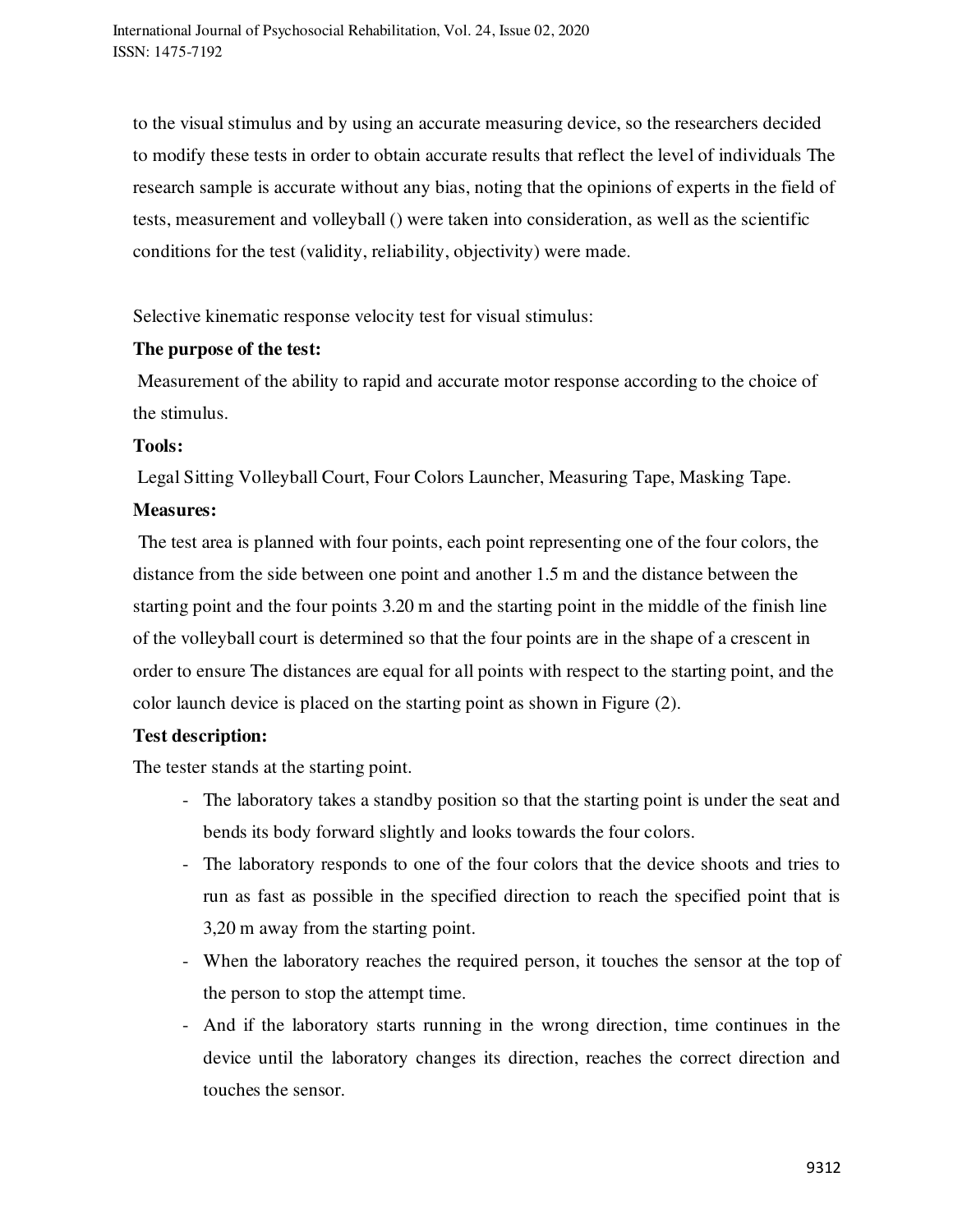to the visual stimulus and by using an accurate measuring device, so the researchers decided to modify these tests in order to obtain accurate results that reflect the level of individuals The research sample is accurate without any bias, noting that the opinions of experts in the field of tests, measurement and volleyball () were taken into consideration, as well as the scientific conditions for the test (validity, reliability, objectivity) were made.

Selective kinematic response velocity test for visual stimulus:

**The purpose of the test:**

Measurement of the ability to rapid and accurate motor response according to the choice of the stimulus.

**Tools:**

Legal Sitting Volleyball Court, Four Colors Launcher, Measuring Tape, Masking Tape.

**Measures:**

The test area is planned with four points, each point representing one of the four colors, the distance from the side between one point and another 1.5 m and the distance between the starting point and the four points 3.20 m and the starting point in the middle of the finish line of the volleyball court is determined so that the four points are in the shape of a crescent in order to ensure The distances are equal for all points with respect to the starting point, and the color launch device is placed on the starting point as shown in Figure (2).

**Test description:**

The tester stands at the starting point.

- The laboratory takes a standby position so that the starting point is under the seat and bends its body forward slightly and looks towards the four colors.
- The laboratory responds to one of the four colors that the device shoots and tries to run as fast as possible in the specified direction to reach the specified point that is 3,20 m away from the starting point.
- When the laboratory reaches the required person, it touches the sensor at the top of the person to stop the attempt time.
- And if the laboratory starts running in the wrong direction, time continues in the device until the laboratory changes its direction, reaches the correct direction and touches the sensor.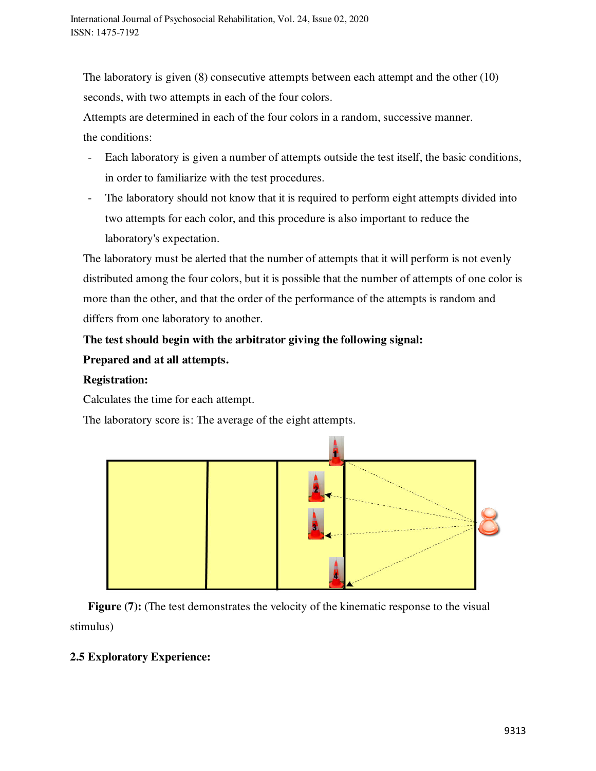The laboratory is given (8) consecutive attempts between each attempt and the other (10) seconds, with two attempts in each of the four colors.

Attempts are determined in each of the four colors in a random, successive manner.

the conditions:

- Each laboratory is given a number of attempts outside the test itself, the basic conditions, in order to familiarize with the test procedures.
- The laboratory should not know that it is required to perform eight attempts divided into two attempts for each color, and this procedure is also important to reduce the laboratory's expectation.

The laboratory must be alerted that the number of attempts that it will perform is not evenly distributed among the four colors, but it is possible that the number of attempts of one color is more than the other, and that the order of the performance of the attempts is random and differs from one laboratory to another.

**The test should begin with the arbitrator giving the following signal:**

**Prepared and at all attempts.**

**Registration:**

Calculates the time for each attempt.

The laboratory score is: The average of the eight attempts.

**Figure (7):** (The test demonstrates the velocity of the kinematic response to the visual stimulus)

## 2.5 Exploratory Experience: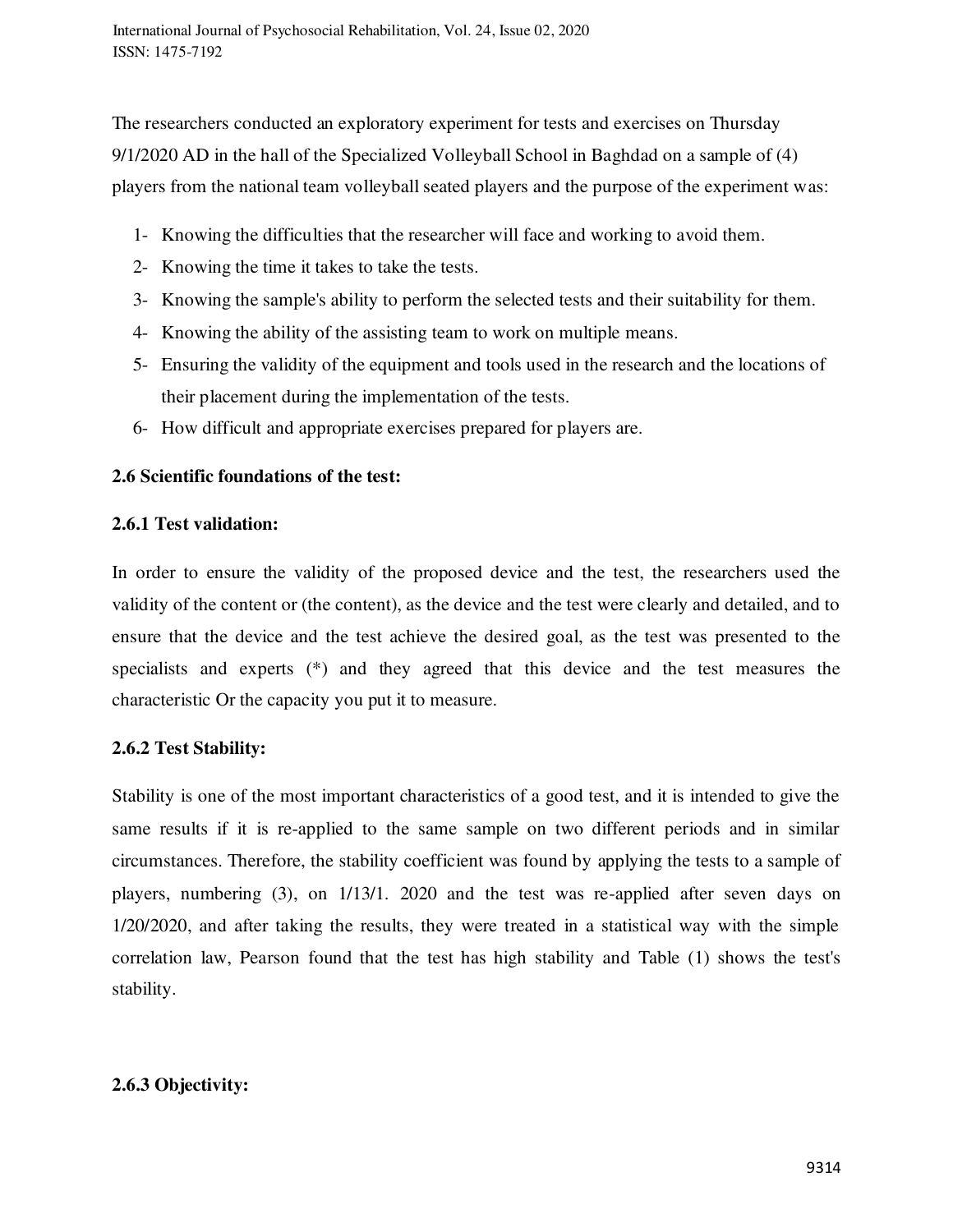The researchers conducted an exploratory experiment for tests and exercises on Thursday 9/1/2020 AD in the hall of the Specialized Volleyball School in Baghdad on a sample of (4) players from the national team volleyball seated players and the purpose of the experiment was:

1- Knowing the difficulties that the researcher will face and working to avoid them.
2- Knowing the time it takes to take the tests.
3- Knowing the sample's ability to perform the selected tests and their suitability for them.
4- Knowing the ability of the assisting team to work on multiple means.
5- Ensuring the validity of the equipment and tools used in the research and the locations of their placement during the implementation of the tests.
6- How difficult and appropriate exercises prepared for players are.

### 2.6 Scientific foundations of the test:

#### 2.6.1 Test validation:

In order to ensure the validity of the proposed device and the test, the researchers used the validity of the content or (the content), as the device and the test were clearly and detailed, and to ensure that the device and the test achieve the desired goal, as the test was presented to the specialists and experts (*) and they agreed that this device and the test measures the characteristic Or the capacity you put it to measure.

#### 2.6.2 Test Stability:

Stability is one of the most important characteristics of a good test, and it is intended to give the same results if it is re-applied to the same sample on two different periods and in similar circumstances. Therefore, the stability coefficient was found by applying the tests to a sample of players, numbering (3), on 1/13/1. 2020 and the test was re-applied after seven days on 1/20/2020, and after taking the results, they were treated in a statistical way with the simple correlation law, Pearson found that the test has high stability and Table (1) shows the test's stability.

#### 2.6.3 Objectivity: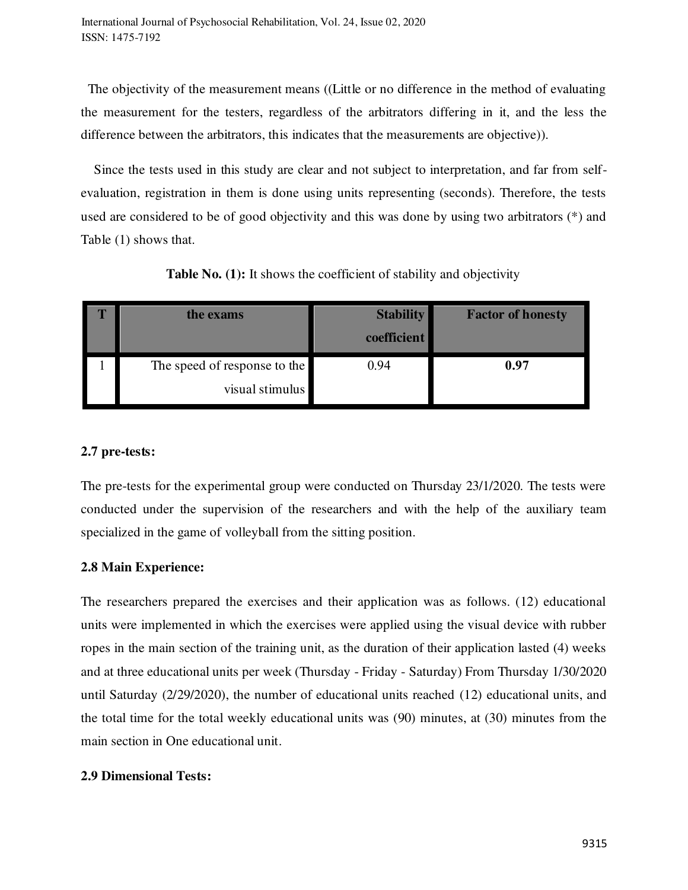The objectivity of the measurement means ((Little or no difference in the method of evaluating the measurement for the testers, regardless of the arbitrators differing in it, and the less the difference between the arbitrators, this indicates that the measurements are objective)).

Since the tests used in this study are clear and not subject to interpretation, and far from self-evaluation, registration in them is done using units representing (seconds). Therefore, the tests used are considered to be of good objectivity and this was done by using two arbitrators (*) and Table (1) shows that.

**Table No. (1):** It shows the coefficient of stability and objectivity

| T | the exams | Stability coefficient | Factor of honesty |
|---|---|---|---|
| 1 | The speed of response to the visual stimulus | 0.94 | **0.97** |

## 2.7 pre-tests:

The pre-tests for the experimental group were conducted on Thursday 23/1/2020. The tests were conducted under the supervision of the researchers and with the help of the auxiliary team specialized in the game of volleyball from the sitting position.

## 2.8 Main Experience:

The researchers prepared the exercises and their application was as follows. (12) educational units were implemented in which the exercises were applied using the visual device with rubber ropes in the main section of the training unit, as the duration of their application lasted (4) weeks and at three educational units per week (Thursday - Friday - Saturday) From Thursday 1/30/2020 until Saturday (2/29/2020), the number of educational units reached (12) educational units, and the total time for the total weekly educational units was (90) minutes, at (30) minutes from the main section in One educational unit.

## 2.9 Dimensional Tests: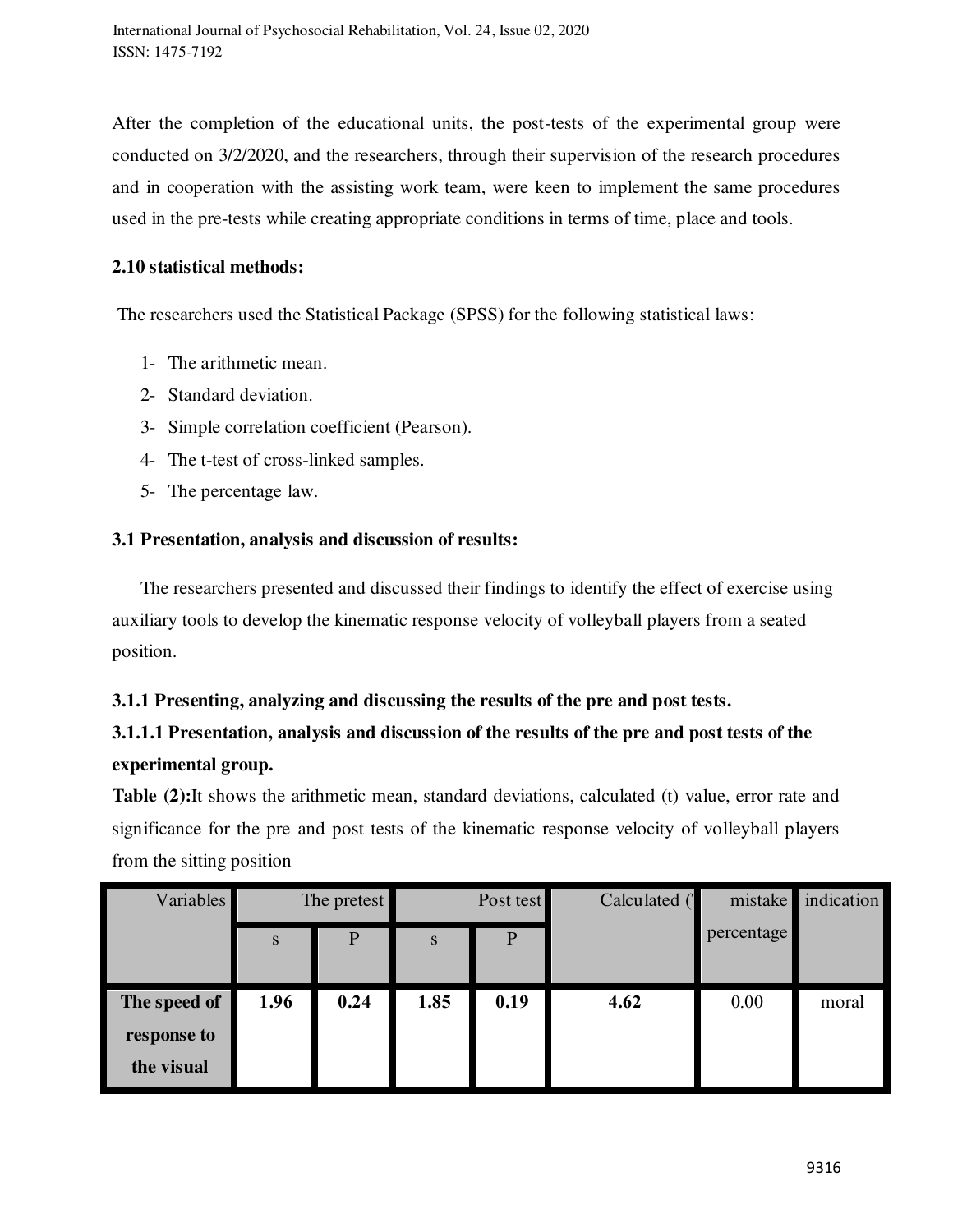After the completion of the educational units, the post-tests of the experimental group were conducted on 3/2/2020, and the researchers, through their supervision of the research procedures and in cooperation with the assisting work team, were keen to implement the same procedures used in the pre-tests while creating appropriate conditions in terms of time, place and tools.

### 2.10 statistical methods:

The researchers used the Statistical Package (SPSS) for the following statistical laws:

1- The arithmetic mean.
2- Standard deviation.
3- Simple correlation coefficient (Pearson).
4- The t-test of cross-linked samples.
5- The percentage law.

### 3.1 Presentation, analysis and discussion of results:

The researchers presented and discussed their findings to identify the effect of exercise using auxiliary tools to develop the kinematic response velocity of volleyball players from a seated position.

### 3.1.1 Presenting, analyzing and discussing the results of the pre and post tests.

### 3.1.1.1 Presentation, analysis and discussion of the results of the pre and post tests of the experimental group.

**Table (2):** It shows the arithmetic mean, standard deviations, calculated (t) value, error rate and significance for the pre and post tests of the kinematic response velocity of volleyball players from the sitting position

| Variables | The pretest | | Post test | | Calculated (T | mistake percentage | indication |
|---|---|---|---|---|---|---|---|
| | s | P | s | P | | | |
| **The speed of response to the visual** | **1.96** | **0.24** | **1.85** | **0.19** | **4.62** | 0.00 | moral |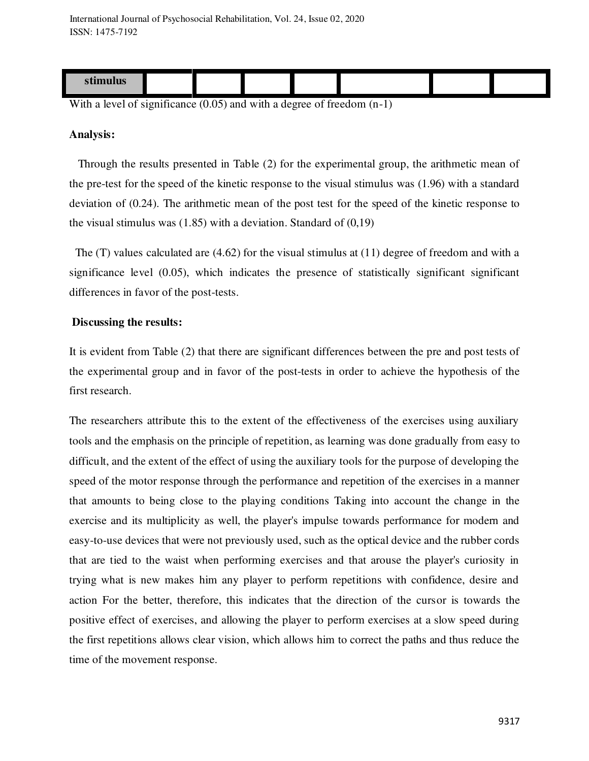| stimulus | | | | | | | |
|---|---|---|---|---|---|---|---|

With a level of significance (0.05) and with a degree of freedom (n-1)

**Analysis:**

Through the results presented in Table (2) for the experimental group, the arithmetic mean of the pre-test for the speed of the kinetic response to the visual stimulus was (1.96) with a standard deviation of (0.24). The arithmetic mean of the post test for the speed of the kinetic response to the visual stimulus was (1.85) with a deviation. Standard of (0,19)

The (T) values calculated are (4.62) for the visual stimulus at (11) degree of freedom and with a significance level (0.05), which indicates the presence of statistically significant significant differences in favor of the post-tests.

**Discussing the results:**

It is evident from Table (2) that there are significant differences between the pre and post tests of the experimental group and in favor of the post-tests in order to achieve the hypothesis of the first research.

The researchers attribute this to the extent of the effectiveness of the exercises using auxiliary tools and the emphasis on the principle of repetition, as learning was done gradually from easy to difficult, and the extent of the effect of using the auxiliary tools for the purpose of developing the speed of the motor response through the performance and repetition of the exercises in a manner that amounts to being close to the playing conditions Taking into account the change in the exercise and its multiplicity as well, the player's impulse towards performance for modern and easy-to-use devices that were not previously used, such as the optical device and the rubber cords that are tied to the waist when performing exercises and that arouse the player's curiosity in trying what is new makes him any player to perform repetitions with confidence, desire and action For the better, therefore, this indicates that the direction of the cursor is towards the positive effect of exercises, and allowing the player to perform exercises at a slow speed during the first repetitions allows clear vision, which allows him to correct the paths and thus reduce the time of the movement response.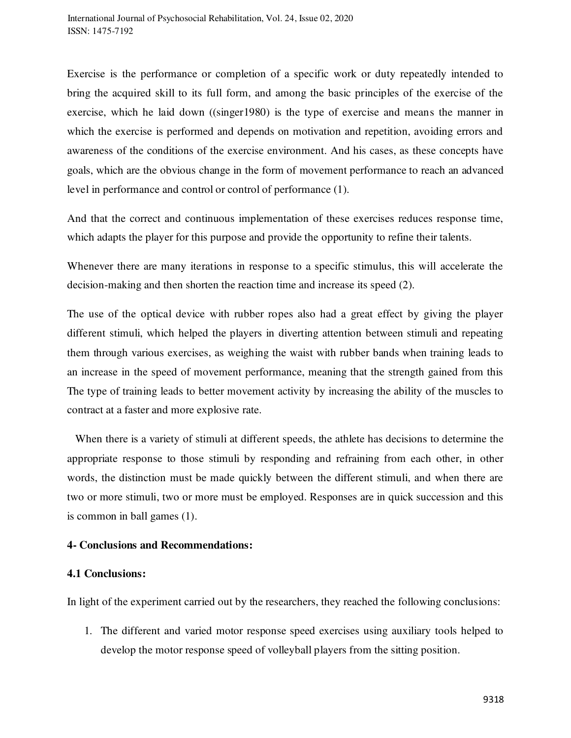Exercise is the performance or completion of a specific work or duty repeatedly intended to bring the acquired skill to its full form, and among the basic principles of the exercise of the exercise, which he laid down ((singer1980) is the type of exercise and means the manner in which the exercise is performed and depends on motivation and repetition, avoiding errors and awareness of the conditions of the exercise environment. And his cases, as these concepts have goals, which are the obvious change in the form of movement performance to reach an advanced level in performance and control or control of performance (1).

And that the correct and continuous implementation of these exercises reduces response time, which adapts the player for this purpose and provide the opportunity to refine their talents.

Whenever there are many iterations in response to a specific stimulus, this will accelerate the decision-making and then shorten the reaction time and increase its speed (2).

The use of the optical device with rubber ropes also had a great effect by giving the player different stimuli, which helped the players in diverting attention between stimuli and repeating them through various exercises, as weighing the waist with rubber bands when training leads to an increase in the speed of movement performance, meaning that the strength gained from this The type of training leads to better movement activity by increasing the ability of the muscles to contract at a faster and more explosive rate.

When there is a variety of stimuli at different speeds, the athlete has decisions to determine the appropriate response to those stimuli by responding and refraining from each other, in other words, the distinction must be made quickly between the different stimuli, and when there are two or more stimuli, two or more must be employed. Responses are in quick succession and this is common in ball games (1).

## 4- Conclusions and Recommendations:

### 4.1 Conclusions:

In light of the experiment carried out by the researchers, they reached the following conclusions:

1. The different and varied motor response speed exercises using auxiliary tools helped to develop the motor response speed of volleyball players from the sitting position.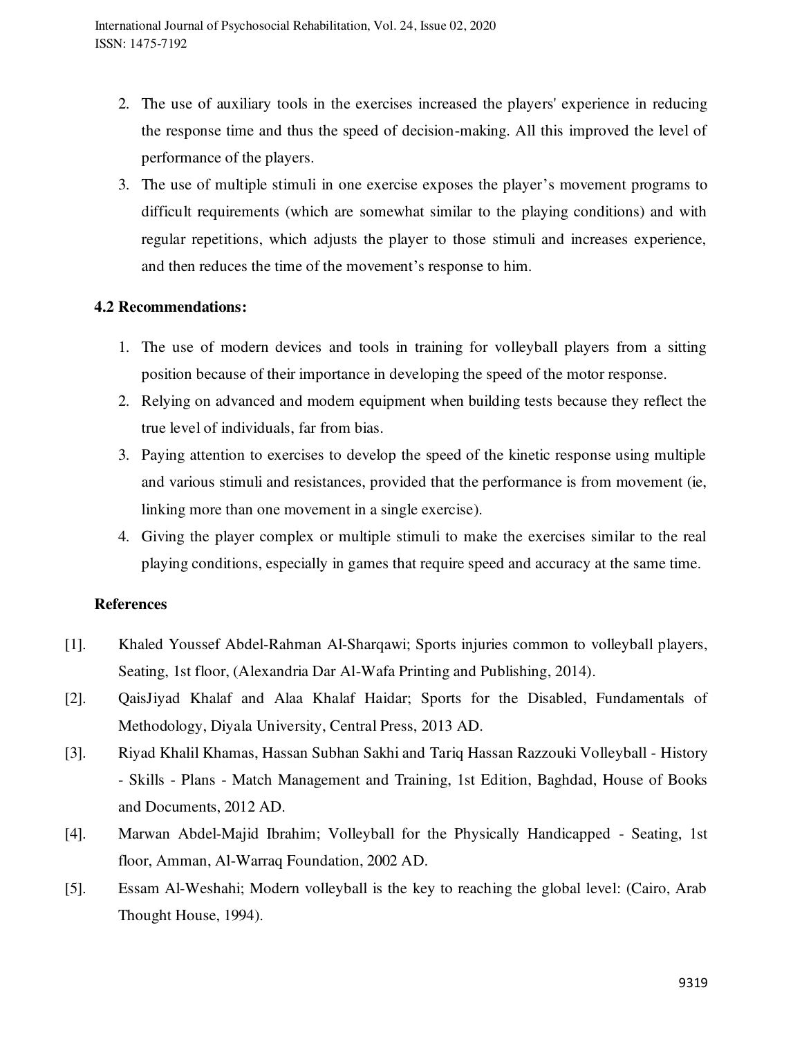2. The use of auxiliary tools in the exercises increased the players' experience in reducing the response time and thus the speed of decision-making. All this improved the level of performance of the players.
3. The use of multiple stimuli in one exercise exposes the player's movement programs to difficult requirements (which are somewhat similar to the playing conditions) and with regular repetitions, which adjusts the player to those stimuli and increases experience, and then reduces the time of the movement's response to him.

### 4.2 Recommendations:

1. The use of modern devices and tools in training for volleyball players from a sitting position because of their importance in developing the speed of the motor response.
2. Relying on advanced and modern equipment when building tests because they reflect the true level of individuals, far from bias.
3. Paying attention to exercises to develop the speed of the kinetic response using multiple and various stimuli and resistances, provided that the performance is from movement (ie, linking more than one movement in a single exercise).
4. Giving the player complex or multiple stimuli to make the exercises similar to the real playing conditions, especially in games that require speed and accuracy at the same time.

### References

[1]. Khaled Youssef Abdel-Rahman Al-Sharqawi; Sports injuries common to volleyball players, Seating, 1st floor, (Alexandria Dar Al-Wafa Printing and Publishing, 2014).

[2]. QaisJiyad Khalaf and Alaa Khalaf Haidar; Sports for the Disabled, Fundamentals of Methodology, Diyala University, Central Press, 2013 AD.

[3]. Riyad Khalil Khamas, Hassan Subhan Sakhi and Tariq Hassan Razzouki Volleyball - History - Skills - Plans - Match Management and Training, 1st Edition, Baghdad, House of Books and Documents, 2012 AD.

[4]. Marwan Abdel-Majid Ibrahim; Volleyball for the Physically Handicapped - Seating, 1st floor, Amman, Al-Warraq Foundation, 2002 AD.

[5]. Essam Al-Weshahi; Modern volleyball is the key to reaching the global level: (Cairo, Arab Thought House, 1994).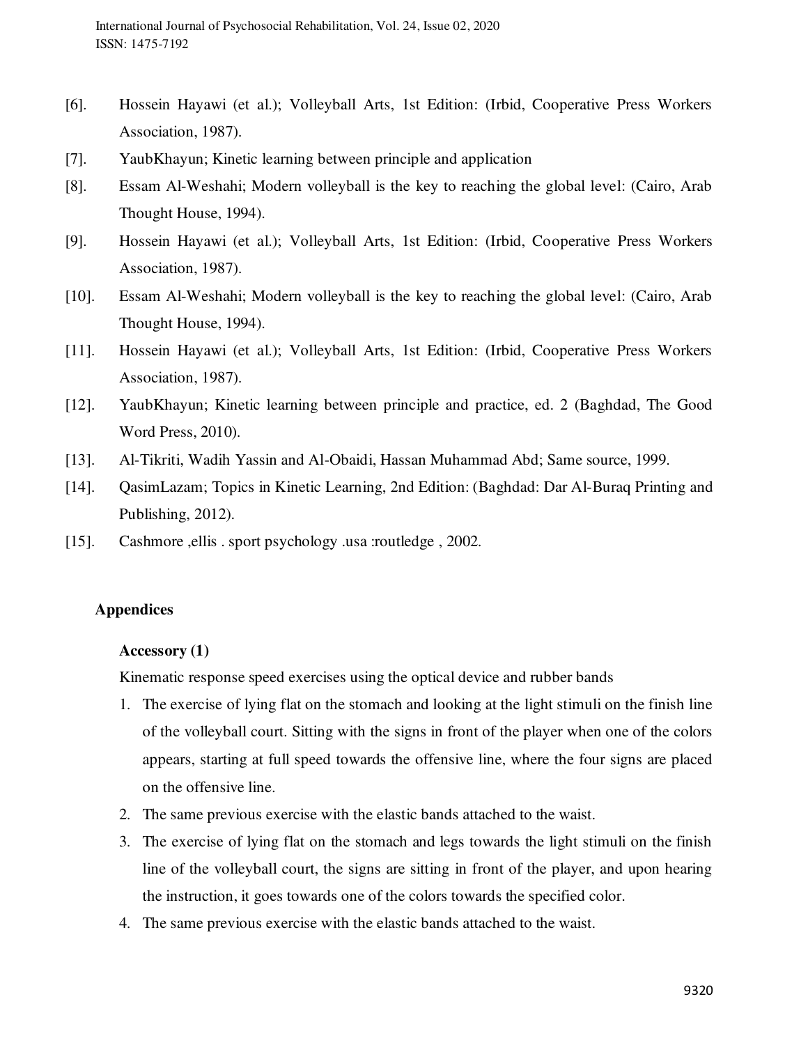[6]. Hossein Hayawi (et al.); Volleyball Arts, 1st Edition: (Irbid, Cooperative Press Workers Association, 1987).

[7]. YaubKhayun; Kinetic learning between principle and application

[8]. Essam Al-Weshahi; Modern volleyball is the key to reaching the global level: (Cairo, Arab Thought House, 1994).

[9]. Hossein Hayawi (et al.); Volleyball Arts, 1st Edition: (Irbid, Cooperative Press Workers Association, 1987).

[10]. Essam Al-Weshahi; Modern volleyball is the key to reaching the global level: (Cairo, Arab Thought House, 1994).

[11]. Hossein Hayawi (et al.); Volleyball Arts, 1st Edition: (Irbid, Cooperative Press Workers Association, 1987).

[12]. YaubKhayun; Kinetic learning between principle and practice, ed. 2 (Baghdad, The Good Word Press, 2010).

[13]. Al-Tikriti, Wadih Yassin and Al-Obaidi, Hassan Muhammad Abd; Same source, 1999.

[14]. QasimLazam; Topics in Kinetic Learning, 2nd Edition: (Baghdad: Dar Al-Buraq Printing and Publishing, 2012).

[15]. Cashmore ,ellis . sport psychology .usa :routledge , 2002.

## Appendices

### Accessory (1)

Kinematic response speed exercises using the optical device and rubber bands

1. The exercise of lying flat on the stomach and looking at the light stimuli on the finish line of the volleyball court. Sitting with the signs in front of the player when one of the colors appears, starting at full speed towards the offensive line, where the four signs are placed on the offensive line.
2. The same previous exercise with the elastic bands attached to the waist.
3. The exercise of lying flat on the stomach and legs towards the light stimuli on the finish line of the volleyball court, the signs are sitting in front of the player, and upon hearing the instruction, it goes towards one of the colors towards the specified color.
4. The same previous exercise with the elastic bands attached to the waist.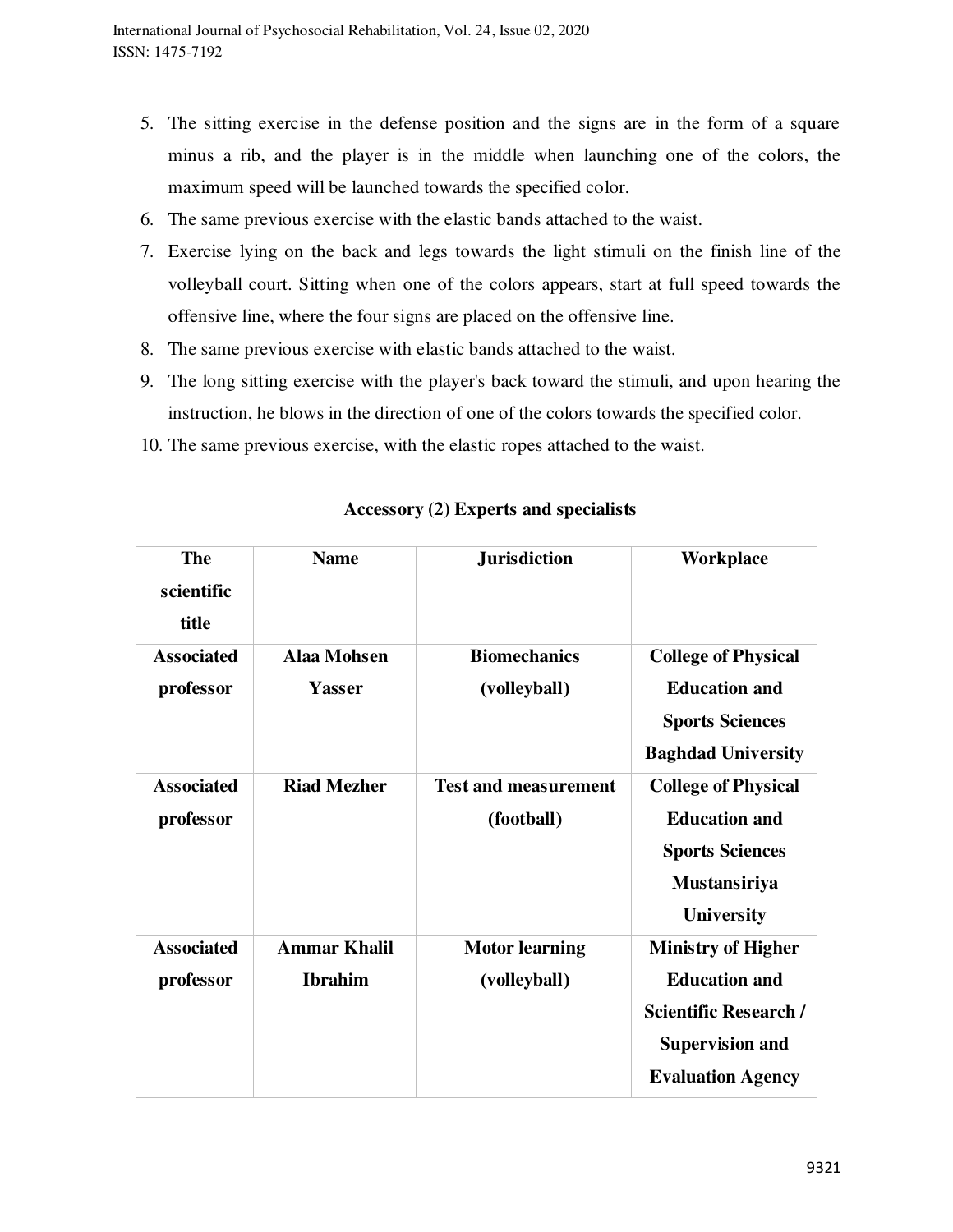5. The sitting exercise in the defense position and the signs are in the form of a square minus a rib, and the player is in the middle when launching one of the colors, the maximum speed will be launched towards the specified color.
6. The same previous exercise with the elastic bands attached to the waist.
7. Exercise lying on the back and legs towards the light stimuli on the finish line of the volleyball court. Sitting when one of the colors appears, start at full speed towards the offensive line, where the four signs are placed on the offensive line.
8. The same previous exercise with elastic bands attached to the waist.
9. The long sitting exercise with the player's back toward the stimuli, and upon hearing the instruction, he blows in the direction of one of the colors towards the specified color.
10. The same previous exercise, with the elastic ropes attached to the waist.

**Accessory (2) Experts and specialists**

| The scientific title | Name | Jurisdiction | Workplace |
|---|---|---|---|
| **Associated professor** | **Alaa Mohsen Yasser** | **Biomechanics (volleyball)** | **College of Physical Education and Sports Sciences Baghdad University** |
| **Associated professor** | **Riad Mezher** | **Test and measurement (football)** | **College of Physical Education and Sports Sciences Mustansiriya University** |
| **Associated professor** | **Ammar Khalil Ibrahim** | **Motor learning (volleyball)** | **Ministry of Higher Education and Scientific Research / Supervision and Evaluation Agency** |